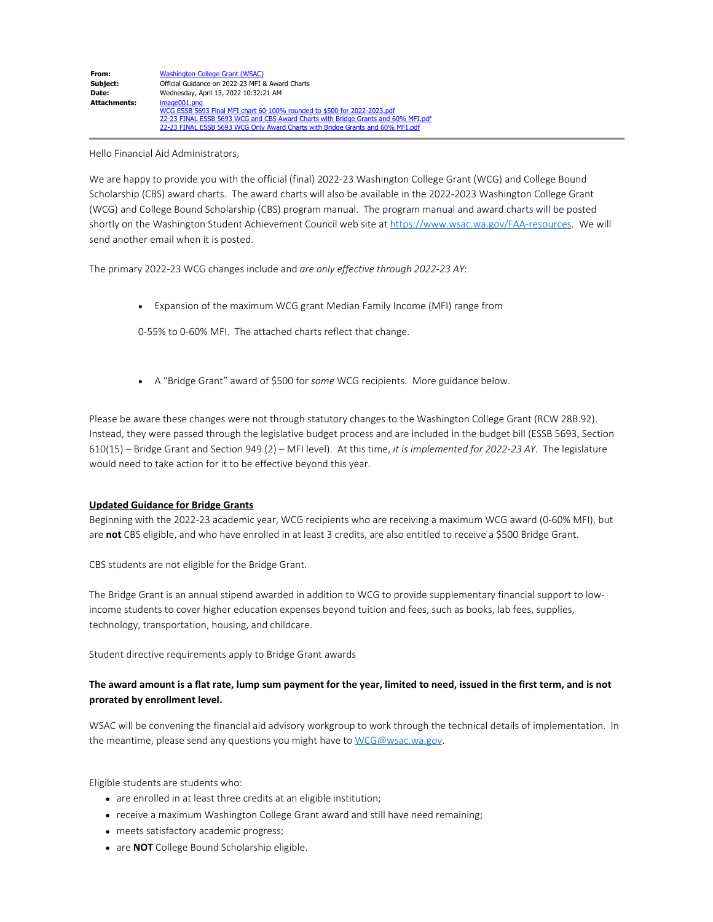| | |
|---|---|
| **From:** | Washington College Grant (WSAC) |
| **Subject:** | Official Guidance on 2022-23 MFI & Award Charts |
| **Date:** | Wednesday, April 13, 2022 10:32:21 AM |
| **Attachments:** | image001.png<br>WCG ESSB 5693 Final MFI chart 60-100% rounded to $500 for 2022-2023.pdf<br>22-23 FINAL ESSB 5693 WCG and CBS Award Charts with Bridge Grants and 60% MFI.pdf<br>22-23 FINAL ESSB 5693 WCG Only Award Charts with Bridge Grants and 60% MFI.pdf |

Hello Financial Aid Administrators,

We are happy to provide you with the official (final) 2022-23 Washington College Grant (WCG) and College Bound Scholarship (CBS) award charts. The award charts will also be available in the 2022-2023 Washington College Grant (WCG) and College Bound Scholarship (CBS) program manual. The program manual and award charts will be posted shortly on the Washington Student Achievement Council web site at https://www.wsac.wa.gov/FAA-resources. We will send another email when it is posted.

The primary 2022-23 WCG changes include and *are only effective through 2022-23 AY*:

- Expansion of the maximum WCG grant Median Family Income (MFI) range from

  0-55% to 0-60% MFI. The attached charts reflect that change.

- A "Bridge Grant" award of $500 for *some* WCG recipients. More guidance below.

Please be aware these changes were not through statutory changes to the Washington College Grant (RCW 28B.92). Instead, they were passed through the legislative budget process and are included in the budget bill (ESSB 5693, Section 610(15) – Bridge Grant and Section 949 (2) – MFI level). At this time, *it is implemented for 2022-23 AY*. The legislature would need to take action for it to be effective beyond this year.

**Updated Guidance for Bridge Grants**

Beginning with the 2022-23 academic year, WCG recipients who are receiving a maximum WCG award (0-60% MFI), but are **not** CBS eligible, and who have enrolled in at least 3 credits, are also entitled to receive a $500 Bridge Grant.

CBS students are not eligible for the Bridge Grant.

The Bridge Grant is an annual stipend awarded in addition to WCG to provide supplementary financial support to low-income students to cover higher education expenses beyond tuition and fees, such as books, lab fees, supplies, technology, transportation, housing, and childcare.

Student directive requirements apply to Bridge Grant awards

**The award amount is a flat rate, lump sum payment for the year, limited to need, issued in the first term, and is not prorated by enrollment level.**

WSAC will be convening the financial aid advisory workgroup to work through the technical details of implementation. In the meantime, please send any questions you might have to WCG@wsac.wa.gov.

Eligible students are students who:

- are enrolled in at least three credits at an eligible institution;
- receive a maximum Washington College Grant award and still have need remaining;
- meets satisfactory academic progress;
- are **NOT** College Bound Scholarship eligible.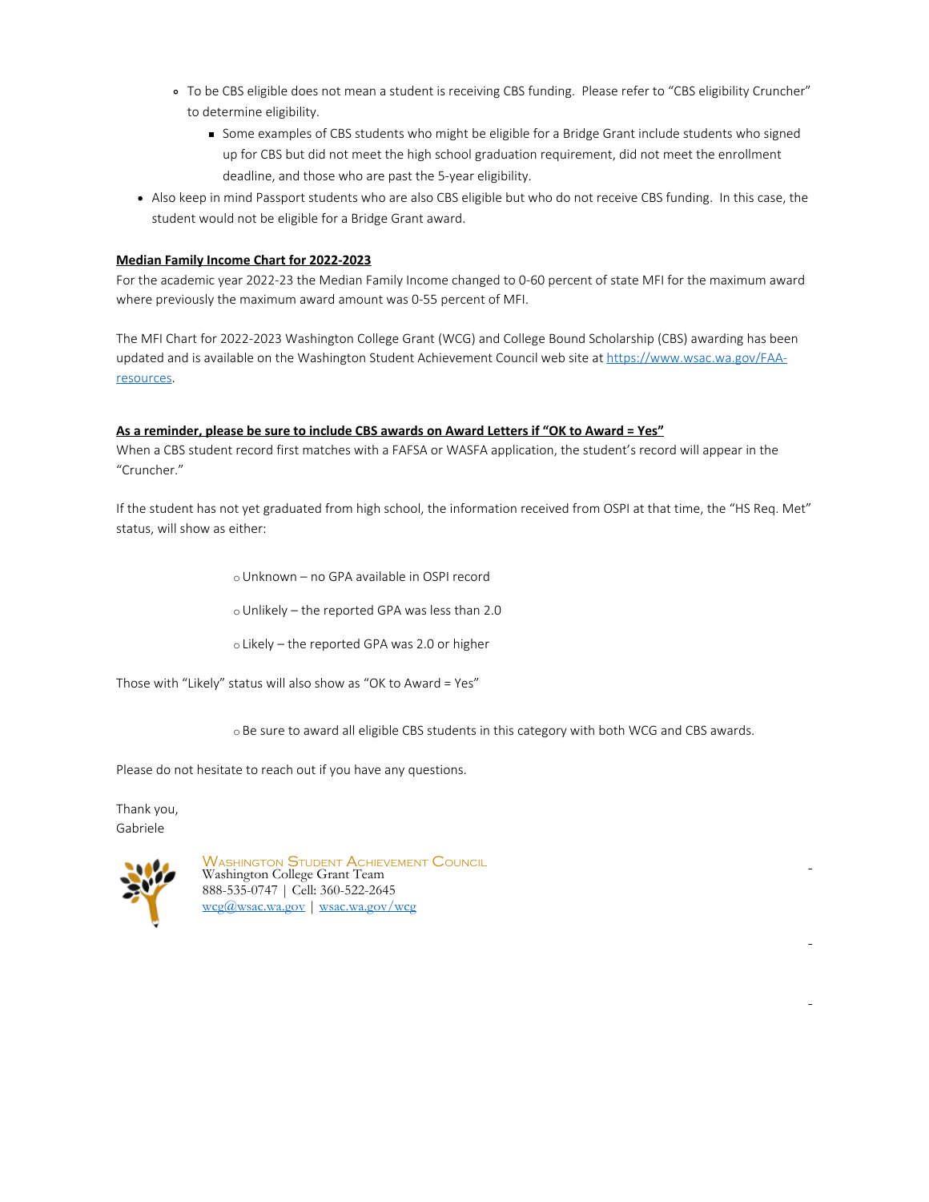- To be CBS eligible does not mean a student is receiving CBS funding. Please refer to "CBS eligibility Cruncher" to determine eligibility.
     - Some examples of CBS students who might be eligible for a Bridge Grant include students who signed up for CBS but did not meet the high school graduation requirement, did not meet the enrollment deadline, and those who are past the 5-year eligibility.
- Also keep in mind Passport students who are also CBS eligible but who do not receive CBS funding. In this case, the student would not be eligible for a Bridge Grant award.

**Median Family Income Chart for 2022-2023**

For the academic year 2022-23 the Median Family Income changed to 0-60 percent of state MFI for the maximum award where previously the maximum award amount was 0-55 percent of MFI.

The MFI Chart for 2022-2023 Washington College Grant (WCG) and College Bound Scholarship (CBS) awarding has been updated and is available on the Washington Student Achievement Council web site at [https://www.wsac.wa.gov/FAA-resources](https://www.wsac.wa.gov/FAA-resources).

**As a reminder, please be sure to include CBS awards on Award Letters if "OK to Award = Yes"**

When a CBS student record first matches with a FAFSA or WASFA application, the student's record will appear in the "Cruncher."

If the student has not yet graduated from high school, the information received from OSPI at that time, the "HS Req. Met" status, will show as either:

- Unknown – no GPA available in OSPI record
- Unlikely – the reported GPA was less than 2.0
- Likely – the reported GPA was 2.0 or higher

Those with "Likely" status will also show as "OK to Award = Yes"

- Be sure to award all eligible CBS students in this category with both WCG and CBS awards.

Please do not hesitate to reach out if you have any questions.

Thank you,
Gabriele

WASHINGTON STUDENT ACHIEVEMENT COUNCIL
Washington College Grant Team
888-535-0747 | Cell: 360-522-2645
[wcg@wsac.wa.gov](mailto:wcg@wsac.wa.gov) | [wsac.wa.gov/wcg](https://wsac.wa.gov/wcg)